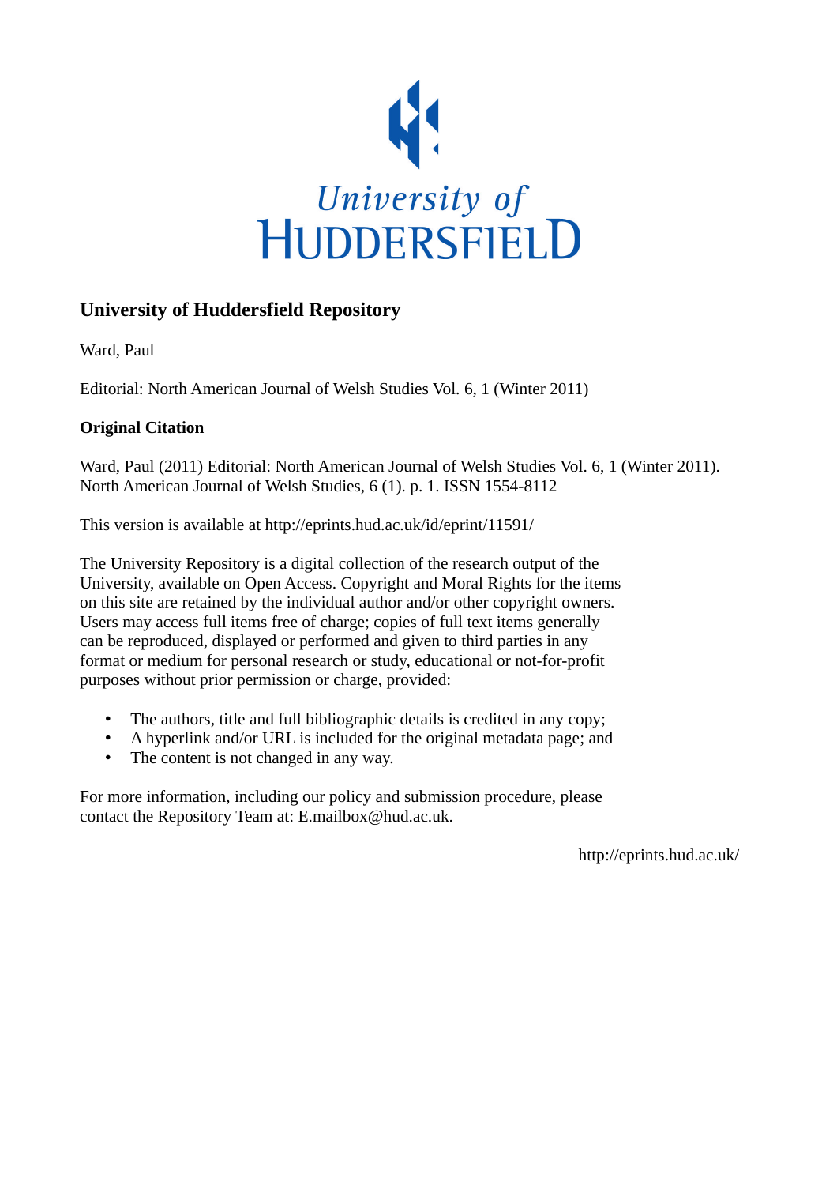University of HUDDERSFIELD

## University of Huddersfield Repository

Ward, Paul

Editorial: North American Journal of Welsh Studies Vol. 6, 1 (Winter 2011)

### Original Citation

Ward, Paul (2011) Editorial: North American Journal of Welsh Studies Vol. 6, 1 (Winter 2011). North American Journal of Welsh Studies, 6 (1). p. 1. ISSN 1554-8112

This version is available at http://eprints.hud.ac.uk/id/eprint/11591/

The University Repository is a digital collection of the research output of the University, available on Open Access. Copyright and Moral Rights for the items on this site are retained by the individual author and/or other copyright owners. Users may access full items free of charge; copies of full text items generally can be reproduced, displayed or performed and given to third parties in any format or medium for personal research or study, educational or not-for-profit purposes without prior permission or charge, provided:

- The authors, title and full bibliographic details is credited in any copy;
- A hyperlink and/or URL is included for the original metadata page; and
- The content is not changed in any way.

For more information, including our policy and submission procedure, please contact the Repository Team at: E.mailbox@hud.ac.uk.

http://eprints.hud.ac.uk/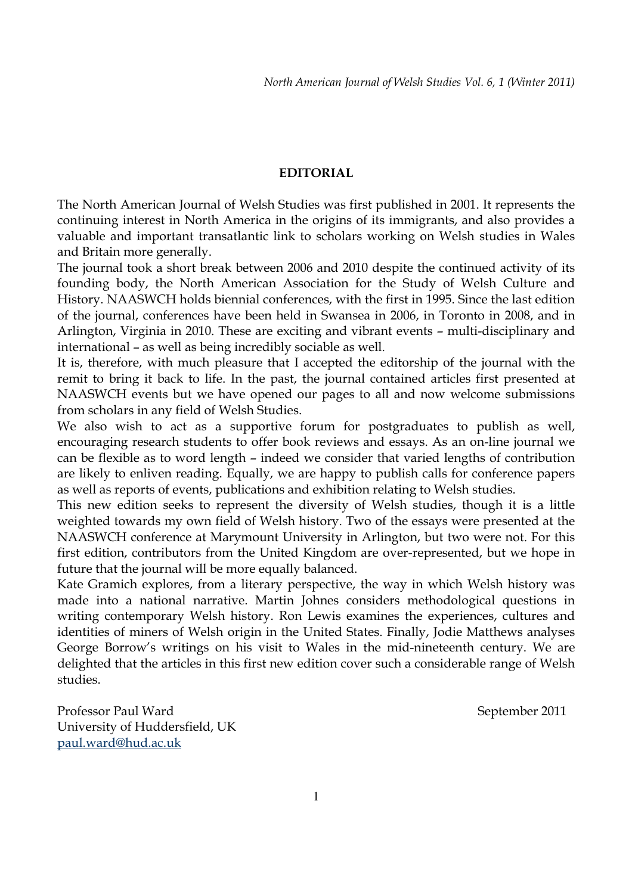## EDITORIAL

The North American Journal of Welsh Studies was first published in 2001. It represents the continuing interest in North America in the origins of its immigrants, and also provides a valuable and important transatlantic link to scholars working on Welsh studies in Wales and Britain more generally.

The journal took a short break between 2006 and 2010 despite the continued activity of its founding body, the North American Association for the Study of Welsh Culture and History. NAASWCH holds biennial conferences, with the first in 1995. Since the last edition of the journal, conferences have been held in Swansea in 2006, in Toronto in 2008, and in Arlington, Virginia in 2010. These are exciting and vibrant events – multi-disciplinary and international – as well as being incredibly sociable as well.

It is, therefore, with much pleasure that I accepted the editorship of the journal with the remit to bring it back to life. In the past, the journal contained articles first presented at NAASWCH events but we have opened our pages to all and now welcome submissions from scholars in any field of Welsh Studies.

We also wish to act as a supportive forum for postgraduates to publish as well, encouraging research students to offer book reviews and essays. As an on-line journal we can be flexible as to word length – indeed we consider that varied lengths of contribution are likely to enliven reading. Equally, we are happy to publish calls for conference papers as well as reports of events, publications and exhibition relating to Welsh studies.

This new edition seeks to represent the diversity of Welsh studies, though it is a little weighted towards my own field of Welsh history. Two of the essays were presented at the NAASWCH conference at Marymount University in Arlington, but two were not. For this first edition, contributors from the United Kingdom are over-represented, but we hope in future that the journal will be more equally balanced.

Kate Gramich explores, from a literary perspective, the way in which Welsh history was made into a national narrative. Martin Johnes considers methodological questions in writing contemporary Welsh history. Ron Lewis examines the experiences, cultures and identities of miners of Welsh origin in the United States. Finally, Jodie Matthews analyses George Borrow's writings on his visit to Wales in the mid-nineteenth century. We are delighted that the articles in this first new edition cover such a considerable range of Welsh studies.

Professor Paul Ward  
University of Huddersfield, UK  
paul.ward@hud.ac.uk

September 2011